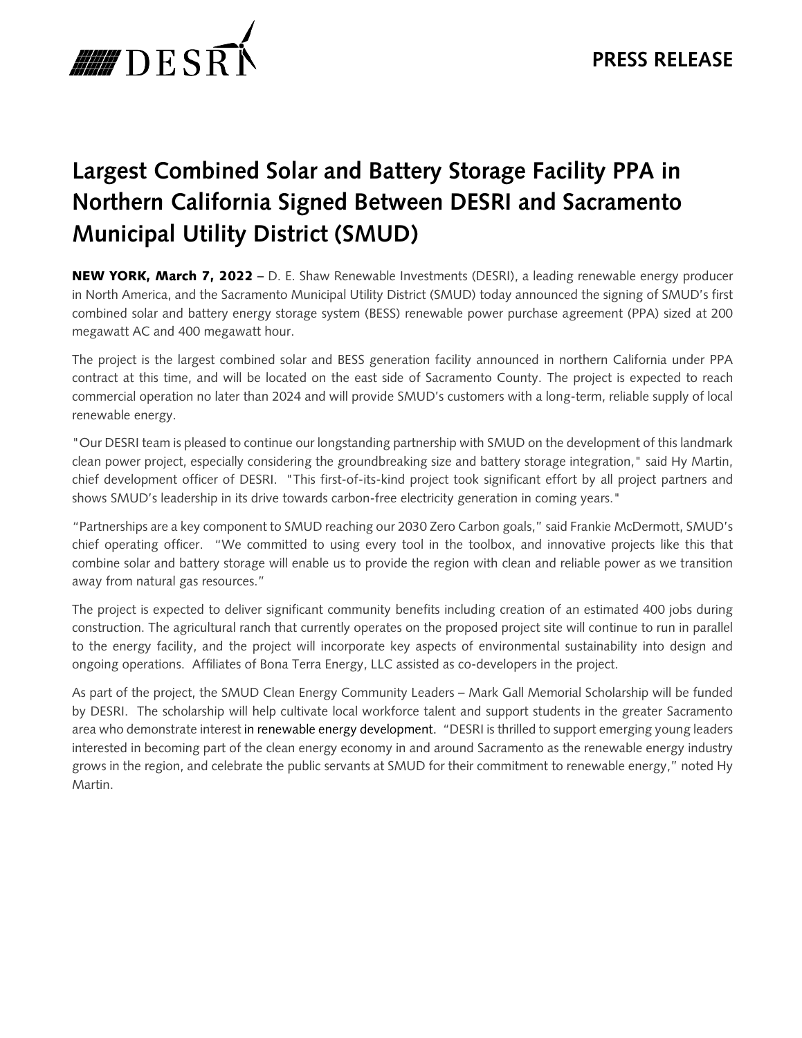DESRI

**PRESS RELEASE**

# Largest Combined Solar and Battery Storage Facility PPA in Northern California Signed Between DESRI and Sacramento Municipal Utility District (SMUD)

**NEW YORK, March 7, 2022** – D. E. Shaw Renewable Investments (DESRI), a leading renewable energy producer in North America, and the Sacramento Municipal Utility District (SMUD) today announced the signing of SMUD's first combined solar and battery energy storage system (BESS) renewable power purchase agreement (PPA) sized at 200 megawatt AC and 400 megawatt hour.

The project is the largest combined solar and BESS generation facility announced in northern California under PPA contract at this time, and will be located on the east side of Sacramento County. The project is expected to reach commercial operation no later than 2024 and will provide SMUD's customers with a long-term, reliable supply of local renewable energy.

"Our DESRI team is pleased to continue our longstanding partnership with SMUD on the development of this landmark clean power project, especially considering the groundbreaking size and battery storage integration," said Hy Martin, chief development officer of DESRI. "This first-of-its-kind project took significant effort by all project partners and shows SMUD's leadership in its drive towards carbon-free electricity generation in coming years."

"Partnerships are a key component to SMUD reaching our 2030 Zero Carbon goals," said Frankie McDermott, SMUD's chief operating officer. "We committed to using every tool in the toolbox, and innovative projects like this that combine solar and battery storage will enable us to provide the region with clean and reliable power as we transition away from natural gas resources."

The project is expected to deliver significant community benefits including creation of an estimated 400 jobs during construction. The agricultural ranch that currently operates on the proposed project site will continue to run in parallel to the energy facility, and the project will incorporate key aspects of environmental sustainability into design and ongoing operations. Affiliates of Bona Terra Energy, LLC assisted as co-developers in the project.

As part of the project, the SMUD Clean Energy Community Leaders – Mark Gall Memorial Scholarship will be funded by DESRI. The scholarship will help cultivate local workforce talent and support students in the greater Sacramento area who demonstrate interest in renewable energy development. "DESRI is thrilled to support emerging young leaders interested in becoming part of the clean energy economy in and around Sacramento as the renewable energy industry grows in the region, and celebrate the public servants at SMUD for their commitment to renewable energy," noted Hy Martin.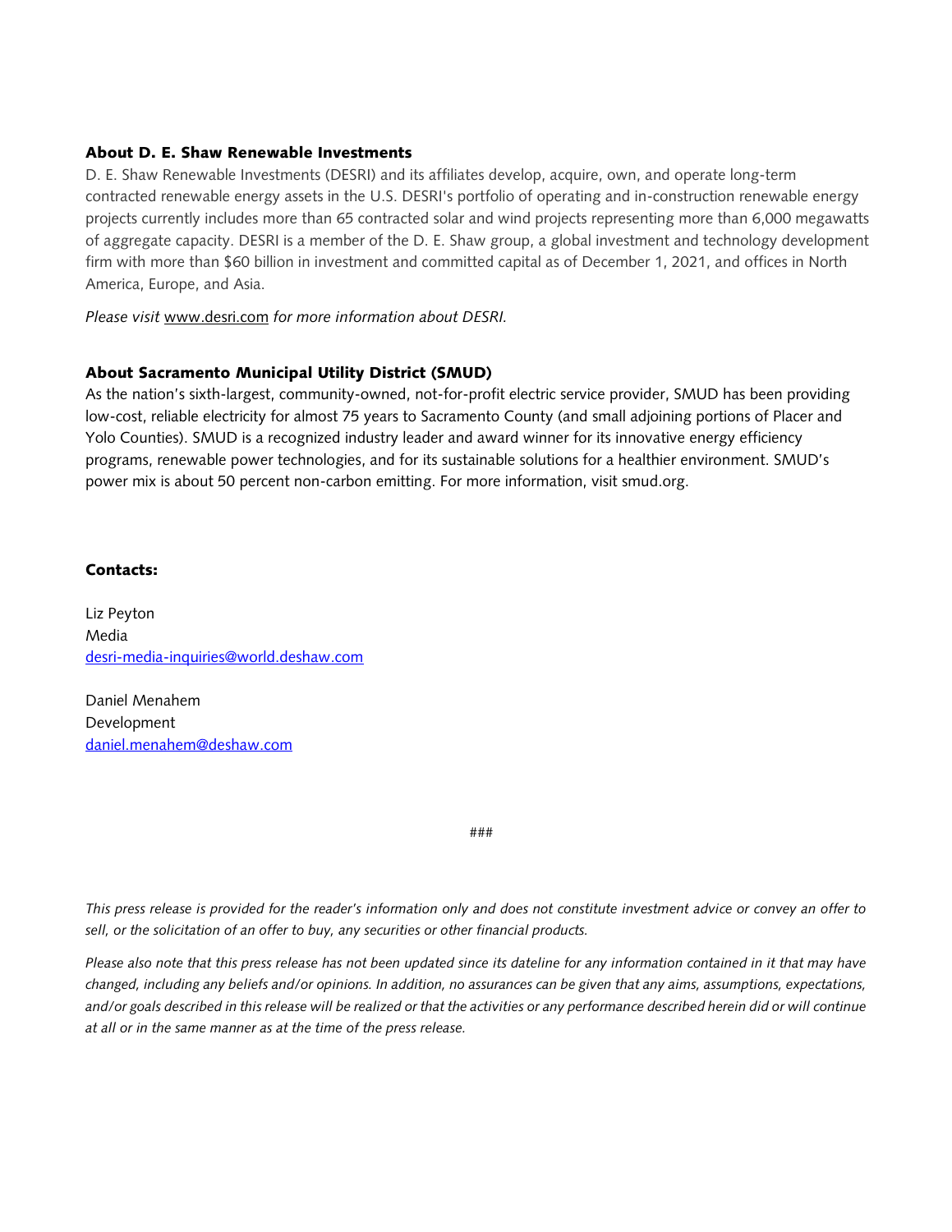## About D. E. Shaw Renewable Investments

D. E. Shaw Renewable Investments (DESRI) and its affiliates develop, acquire, own, and operate long-term contracted renewable energy assets in the U.S. DESRI's portfolio of operating and in-construction renewable energy projects currently includes more than 65 contracted solar and wind projects representing more than 6,000 megawatts of aggregate capacity. DESRI is a member of the D. E. Shaw group, a global investment and technology development firm with more than $60 billion in investment and committed capital as of December 1, 2021, and offices in North America, Europe, and Asia.

*Please visit* www.desri.com *for more information about DESRI.*

## About Sacramento Municipal Utility District (SMUD)

As the nation's sixth-largest, community-owned, not-for-profit electric service provider, SMUD has been providing low-cost, reliable electricity for almost 75 years to Sacramento County (and small adjoining portions of Placer and Yolo Counties). SMUD is a recognized industry leader and award winner for its innovative energy efficiency programs, renewable power technologies, and for its sustainable solutions for a healthier environment. SMUD's power mix is about 50 percent non-carbon emitting. For more information, visit smud.org.

**Contacts:**

Liz Peyton
Media
desri-media-inquiries@world.deshaw.com

Daniel Menahem
Development
daniel.menahem@deshaw.com

###

*This press release is provided for the reader's information only and does not constitute investment advice or convey an offer to sell, or the solicitation of an offer to buy, any securities or other financial products.*

*Please also note that this press release has not been updated since its dateline for any information contained in it that may have changed, including any beliefs and/or opinions. In addition, no assurances can be given that any aims, assumptions, expectations, and/or goals described in this release will be realized or that the activities or any performance described herein did or will continue at all or in the same manner as at the time of the press release.*